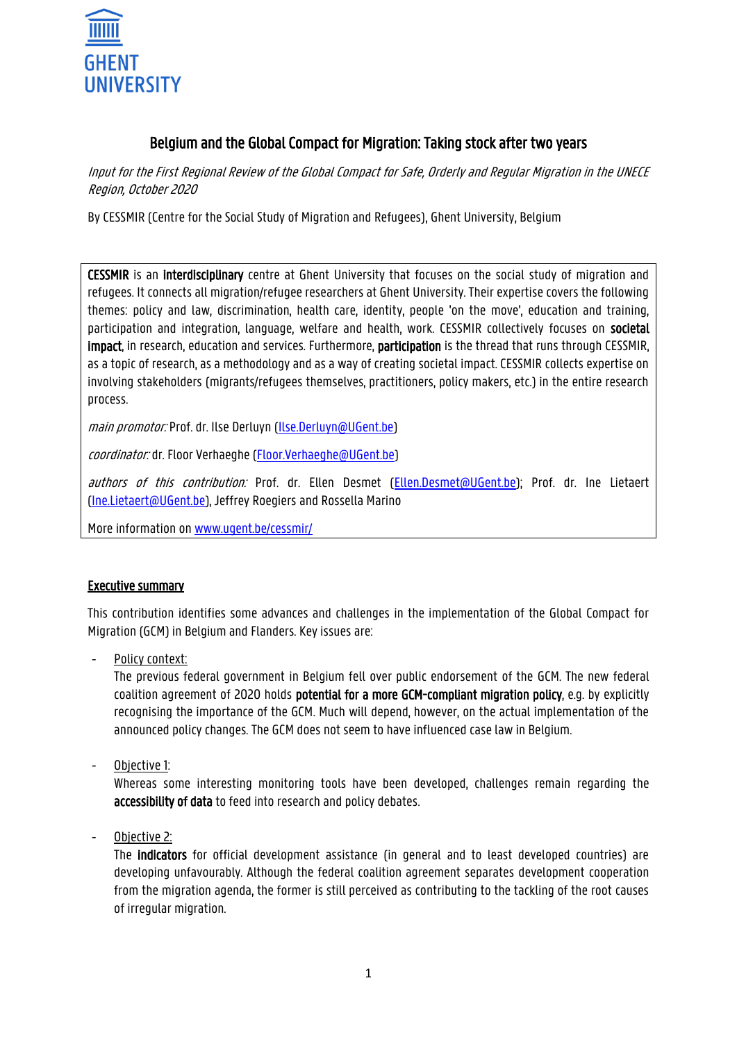GHENT UNIVERSITY

# Belgium and the Global Compact for Migration: Taking stock after two years

*Input for the First Regional Review of the Global Compact for Safe, Orderly and Regular Migration in the UNECE Region, October 2020*

By CESSMIR (Centre for the Social Study of Migration and Refugees), Ghent University, Belgium

**CESSMIR** is an **interdisciplinary** centre at Ghent University that focuses on the social study of migration and refugees. It connects all migration/refugee researchers at Ghent University. Their expertise covers the following themes: policy and law, discrimination, health care, identity, people 'on the move', education and training, participation and integration, language, welfare and health, work. CESSMIR collectively focuses on **societal impact**, in research, education and services. Furthermore, **participation** is the thread that runs through CESSMIR, as a topic of research, as a methodology and as a way of creating societal impact. CESSMIR collects expertise on involving stakeholders (migrants/refugees themselves, practitioners, policy makers, etc.) in the entire research process.

*main promotor:* Prof. dr. Ilse Derluyn (Ilse.Derluyn@UGent.be)

*coordinator:* dr. Floor Verhaeghe (Floor.Verhaeghe@UGent.be)

*authors of this contribution:* Prof. dr. Ellen Desmet (Ellen.Desmet@UGent.be); Prof. dr. Ine Lietaert (Ine.Lietaert@UGent.be), Jeffrey Roegiers and Rossella Marino

More information on www.ugent.be/cessmir/

## Executive summary

This contribution identifies some advances and challenges in the implementation of the Global Compact for Migration (GCM) in Belgium and Flanders. Key issues are:

- Policy context:
  The previous federal government in Belgium fell over public endorsement of the GCM. The new federal coalition agreement of 2020 holds **potential for a more GCM-compliant migration policy**, e.g. by explicitly recognising the importance of the GCM. Much will depend, however, on the actual implementation of the announced policy changes. The GCM does not seem to have influenced case law in Belgium.

- Objective 1:
  Whereas some interesting monitoring tools have been developed, challenges remain regarding the **accessibility of data** to feed into research and policy debates.

- Objective 2:
  The **indicators** for official development assistance (in general and to least developed countries) are developing unfavourably. Although the federal coalition agreement separates development cooperation from the migration agenda, the former is still perceived as contributing to the tackling of the root causes of irregular migration.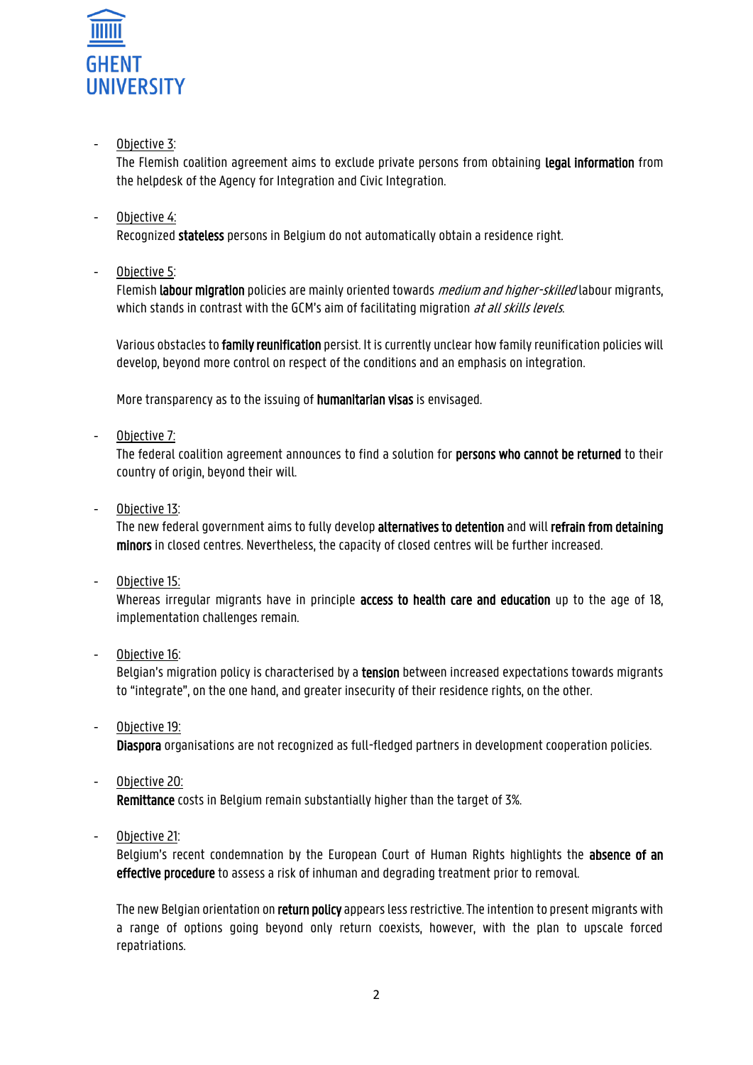- Objective 3:
  The Flemish coalition agreement aims to exclude private persons from obtaining **legal information** from the helpdesk of the Agency for Integration and Civic Integration.

- Objective 4:
  Recognized **stateless** persons in Belgium do not automatically obtain a residence right.

- Objective 5:
  Flemish **labour migration** policies are mainly oriented towards *medium and higher-skilled* labour migrants, which stands in contrast with the GCM's aim of facilitating migration *at all skills levels*.

  Various obstacles to **family reunification** persist. It is currently unclear how family reunification policies will develop, beyond more control on respect of the conditions and an emphasis on integration.

  More transparency as to the issuing of **humanitarian visas** is envisaged.

- Objective 7:
  The federal coalition agreement announces to find a solution for **persons who cannot be returned** to their country of origin, beyond their will.

- Objective 13:
  The new federal government aims to fully develop **alternatives to detention** and will **refrain from detaining minors** in closed centres. Nevertheless, the capacity of closed centres will be further increased.

- Objective 15:
  Whereas irregular migrants have in principle **access to health care and education** up to the age of 18, implementation challenges remain.

- Objective 16:
  Belgian's migration policy is characterised by a **tension** between increased expectations towards migrants to "integrate", on the one hand, and greater insecurity of their residence rights, on the other.

- Objective 19:
  **Diaspora** organisations are not recognized as full-fledged partners in development cooperation policies.

- Objective 20:
  **Remittance** costs in Belgium remain substantially higher than the target of 3%.

- Objective 21:
  Belgium's recent condemnation by the European Court of Human Rights highlights the **absence of an effective procedure** to assess a risk of inhuman and degrading treatment prior to removal.

  The new Belgian orientation on **return policy** appears less restrictive. The intention to present migrants with a range of options going beyond only return coexists, however, with the plan to upscale forced repatriations.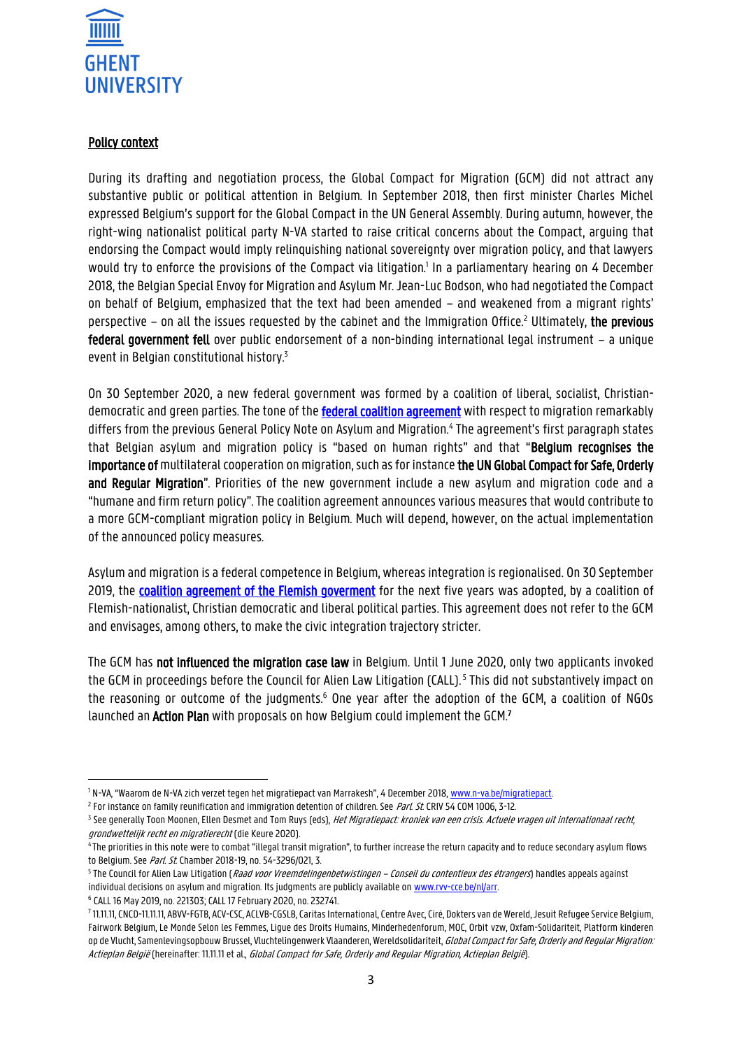## Policy context

During its drafting and negotiation process, the Global Compact for Migration (GCM) did not attract any substantive public or political attention in Belgium. In September 2018, then first minister Charles Michel expressed Belgium's support for the Global Compact in the UN General Assembly. During autumn, however, the right-wing nationalist political party N-VA started to raise critical concerns about the Compact, arguing that endorsing the Compact would imply relinquishing national sovereignty over migration policy, and that lawyers would try to enforce the provisions of the Compact via litigation.[1] In a parliamentary hearing on 4 December 2018, the Belgian Special Envoy for Migration and Asylum Mr. Jean-Luc Bodson, who had negotiated the Compact on behalf of Belgium, emphasized that the text had been amended – and weakened from a migrant rights' perspective – on all the issues requested by the cabinet and the Immigration Office.[2] Ultimately, **the previous federal government fell** over public endorsement of a non-binding international legal instrument – a unique event in Belgian constitutional history.[3]

On 30 September 2020, a new federal government was formed by a coalition of liberal, socialist, Christian-democratic and green parties. The tone of the **federal coalition agreement** with respect to migration remarkably differs from the previous General Policy Note on Asylum and Migration.[4] The agreement's first paragraph states that Belgian asylum and migration policy is "based on human rights" and that "**Belgium recognises the importance of** multilateral cooperation on migration, such as for instance **the UN Global Compact for Safe, Orderly and Regular Migration**". Priorities of the new government include a new asylum and migration code and a "humane and firm return policy". The coalition agreement announces various measures that would contribute to a more GCM-compliant migration policy in Belgium. Much will depend, however, on the actual implementation of the announced policy measures.

Asylum and migration is a federal competence in Belgium, whereas integration is regionalised. On 30 September 2019, the coalition agreement of the Flemish goverment for the next five years was adopted, by a coalition of Flemish-nationalist, Christian democratic and liberal political parties. This agreement does not refer to the GCM and envisages, among others, to make the civic integration trajectory stricter.

The GCM has **not influenced the migration case law** in Belgium. Until 1 June 2020, only two applicants invoked the GCM in proceedings before the Council for Alien Law Litigation (CALL).[5] This did not substantively impact on the reasoning or outcome of the judgments.[6] One year after the adoption of the GCM, a coalition of NGOs launched an **Action Plan** with proposals on how Belgium could implement the GCM.[7]

---

[1] N-VA, "Waarom de N-VA zich verzet tegen het migratiepact van Marrakesh", 4 December 2018, www.n-va.be/migratiepact.

[2] For instance on family reunification and immigration detention of children. See *Parl. St.* CRIV 54 COM 1006, 3-12.

[3] See generally Toon Moonen, Ellen Desmet and Tom Ruys (eds), *Het Migratiepact: kroniek van een crisis. Actuele vragen uit internationaal recht, grondwettelijk recht en migratierecht* (die Keure 2020).

[4] The priorities in this note were to combat "illegal transit migration", to further increase the return capacity and to reduce secondary asylum flows to Belgium. See *Parl. St.* Chamber 2018-19, no. 54-3296/021, 3.

[5] The Council for Alien Law Litigation (*Raad voor Vreemdelingenbetwistingen – Conseil du contentieux des étrangers*) handles appeals against individual decisions on asylum and migration. Its judgments are publicly available on www.rvv-cce.be/nl/arr.

[6] CALL 16 May 2019, no. 221303; CALL 17 February 2020, no. 232741.

[7] 11.11.11, CNCD-11.11.11, ABVV-FGTB, ACV-CSC, ACLVB-CGSLB, Caritas International, Centre Avec, Ciré, Dokters van de Wereld, Jesuit Refugee Service Belgium, Fairwork Belgium, Le Monde Selon les Femmes, Ligue des Droits Humains, Minderhedenforum, MOC, Orbit vzw, Oxfam-Solidariteit, Platform kinderen op de Vlucht, Samenlevingsopbouw Brussel, Vluchtelingenwerk Vlaanderen, Wereldsolidariteit, *Global Compact for Safe, Orderly and Regular Migration: Actieplan België* (hereinafter: 11.11.11 et al., *Global Compact for Safe, Orderly and Regular Migration, Actieplan België*).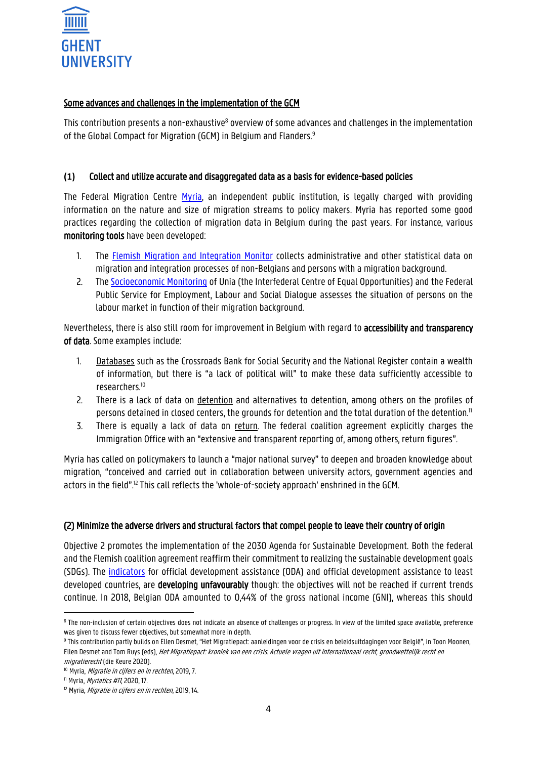## Some advances and challenges in the implementation of the GCM

This contribution presents a non-exhaustive[8] overview of some advances and challenges in the implementation of the Global Compact for Migration (GCM) in Belgium and Flanders.[9]

### (1) Collect and utilize accurate and disaggregated data as a basis for evidence-based policies

The Federal Migration Centre Myria, an independent public institution, is legally charged with providing information on the nature and size of migration streams to policy makers. Myria has reported some good practices regarding the collection of migration data in Belgium during the past years. For instance, various **monitoring tools** have been developed:

1. The Flemish Migration and Integration Monitor collects administrative and other statistical data on migration and integration processes of non-Belgians and persons with a migration background.
2. The Socioeconomic Monitoring of Unia (the Interfederal Centre of Equal Opportunities) and the Federal Public Service for Employment, Labour and Social Dialogue assesses the situation of persons on the labour market in function of their migration background.

Nevertheless, there is also still room for improvement in Belgium with regard to **accessibility and transparency of data**. Some examples include:

1. Databases such as the Crossroads Bank for Social Security and the National Register contain a wealth of information, but there is "a lack of political will" to make these data sufficiently accessible to researchers.[10]
2. There is a lack of data on detention and alternatives to detention, among others on the profiles of persons detained in closed centers, the grounds for detention and the total duration of the detention.[11]
3. There is equally a lack of data on return. The federal coalition agreement explicitly charges the Immigration Office with an "extensive and transparent reporting of, among others, return figures".

Myria has called on policymakers to launch a "major national survey" to deepen and broaden knowledge about migration, "conceived and carried out in collaboration between university actors, government agencies and actors in the field".[12] This call reflects the 'whole-of-society approach' enshrined in the GCM.

### (2) Minimize the adverse drivers and structural factors that compel people to leave their country of origin

Objective 2 promotes the implementation of the 2030 Agenda for Sustainable Development. Both the federal and the Flemish coalition agreement reaffirm their commitment to realizing the sustainable development goals (SDGs). The indicators for official development assistance (ODA) and official development assistance to least developed countries, are **developing unfavourably** though: the objectives will not be reached if current trends continue. In 2018, Belgian ODA amounted to 0,44% of the gross national income (GNI), whereas this should

---

[8] The non-inclusion of certain objectives does not indicate an absence of challenges or progress. In view of the limited space available, preference was given to discuss fewer objectives, but somewhat more in depth.

[9] This contribution partly builds on Ellen Desmet, "Het Migratiepact: aanleidingen voor de crisis en beleidsuitdagingen voor België", in Toon Moonen, Ellen Desmet and Tom Ruys (eds), *Het Migratiepact: kroniek van een crisis. Actuele vragen uit internationaal recht, grondwettelijk recht en migratierecht* (die Keure 2020).

[10] Myria, *Migratie in cijfers en in rechten*, 2019, 7.

[11] Myria, *Myriatics #11*, 2020, 17.

[12] Myria, *Migratie in cijfers en in rechten*, 2019, 14.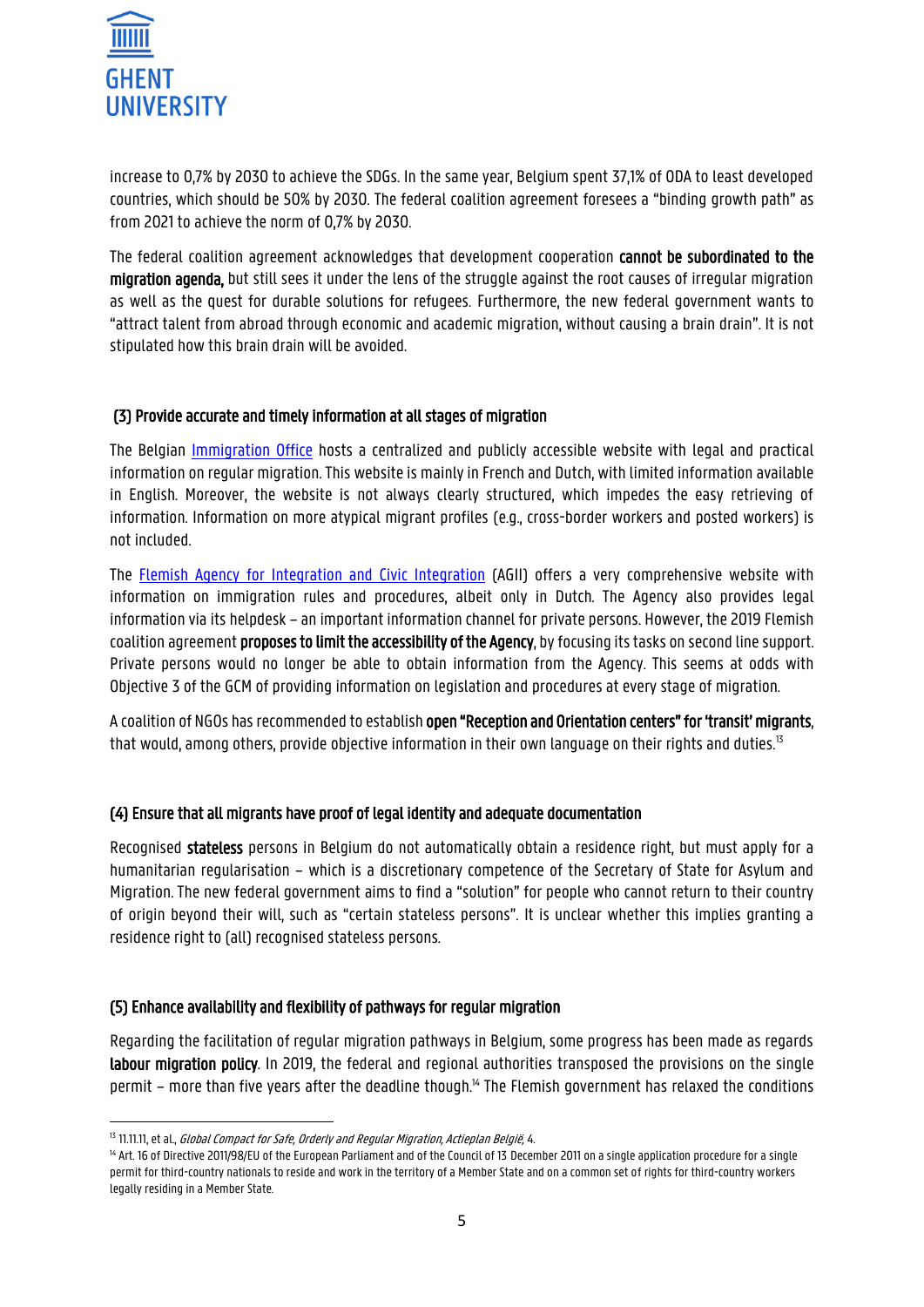increase to 0,7% by 2030 to achieve the SDGs. In the same year, Belgium spent 37,1% of ODA to least developed countries, which should be 50% by 2030. The federal coalition agreement foresees a "binding growth path" as from 2021 to achieve the norm of 0,7% by 2030.

The federal coalition agreement acknowledges that development cooperation **cannot be subordinated to the migration agenda,** but still sees it under the lens of the struggle against the root causes of irregular migration as well as the quest for durable solutions for refugees. Furthermore, the new federal government wants to "attract talent from abroad through economic and academic migration, without causing a brain drain". It is not stipulated how this brain drain will be avoided.

### (3) Provide accurate and timely information at all stages of migration

The Belgian Immigration Office hosts a centralized and publicly accessible website with legal and practical information on regular migration. This website is mainly in French and Dutch, with limited information available in English. Moreover, the website is not always clearly structured, which impedes the easy retrieving of information. Information on more atypical migrant profiles (e.g., cross-border workers and posted workers) is not included.

The Flemish Agency for Integration and Civic Integration (AGII) offers a very comprehensive website with information on immigration rules and procedures, albeit only in Dutch. The Agency also provides legal information via its helpdesk – an important information channel for private persons. However, the 2019 Flemish coalition agreement **proposes to limit the accessibility of the Agency**, by focusing its tasks on second line support. Private persons would no longer be able to obtain information from the Agency. This seems at odds with Objective 3 of the GCM of providing information on legislation and procedures at every stage of migration.

A coalition of NGOs has recommended to establish **open "Reception and Orientation centers" for 'transit' migrants**, that would, among others, provide objective information in their own language on their rights and duties.[13]

### (4) Ensure that all migrants have proof of legal identity and adequate documentation

Recognised **stateless** persons in Belgium do not automatically obtain a residence right, but must apply for a humanitarian regularisation – which is a discretionary competence of the Secretary of State for Asylum and Migration. The new federal government aims to find a "solution" for people who cannot return to their country of origin beyond their will, such as "certain stateless persons". It is unclear whether this implies granting a residence right to (all) recognised stateless persons.

### (5) Enhance availability and flexibility of pathways for regular migration

Regarding the facilitation of regular migration pathways in Belgium, some progress has been made as regards **labour migration policy**. In 2019, the federal and regional authorities transposed the provisions on the single permit – more than five years after the deadline though.[14] The Flemish government has relaxed the conditions

---

[13] 11.11.11, et al., *Global Compact for Safe, Orderly and Regular Migration, Actieplan België*, 4.

[14] Art. 16 of Directive 2011/98/EU of the European Parliament and of the Council of 13 December 2011 on a single application procedure for a single permit for third-country nationals to reside and work in the territory of a Member State and on a common set of rights for third-country workers legally residing in a Member State.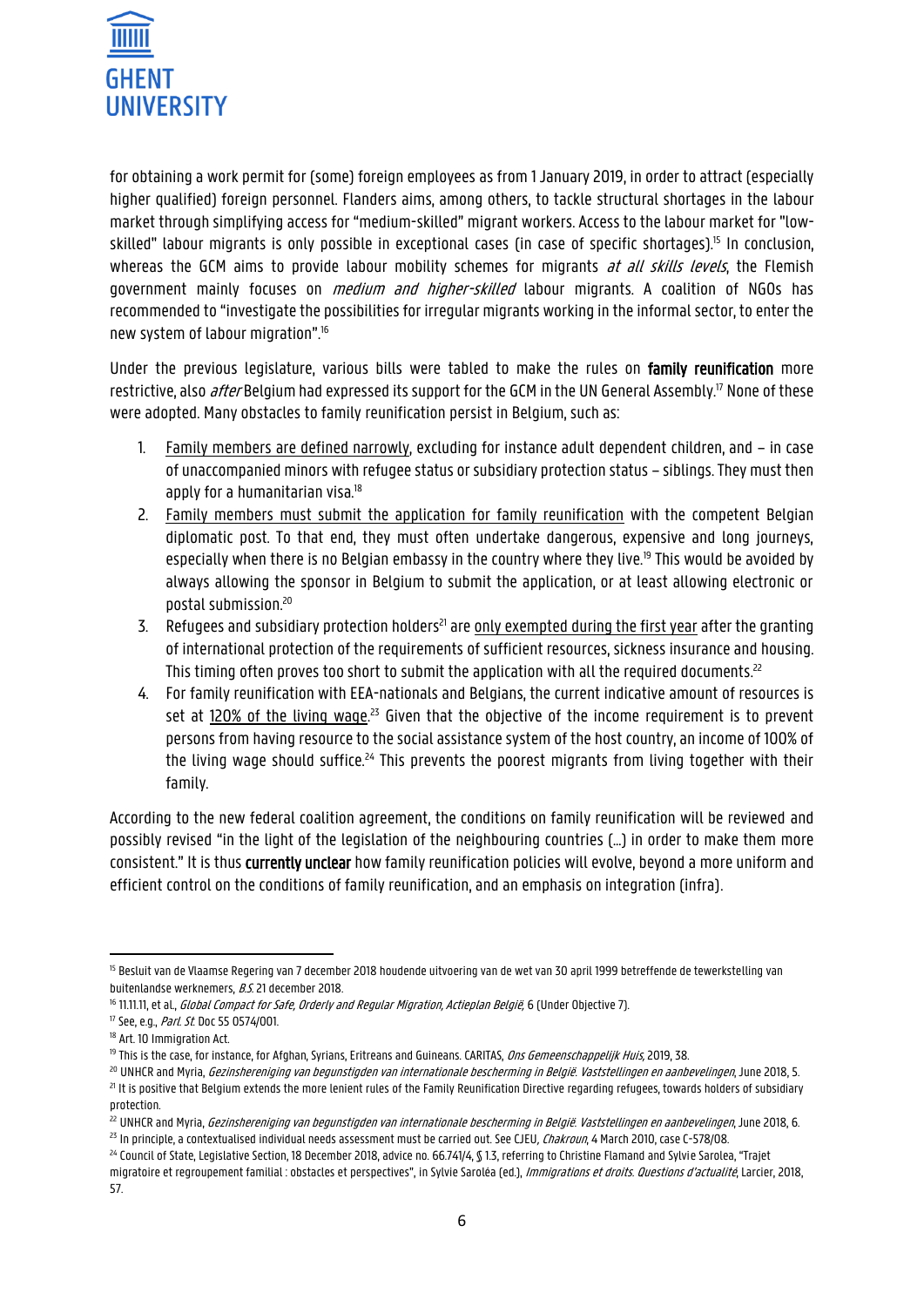for obtaining a work permit for (some) foreign employees as from 1 January 2019, in order to attract (especially higher qualified) foreign personnel. Flanders aims, among others, to tackle structural shortages in the labour market through simplifying access for "medium-skilled" migrant workers. Access to the labour market for "low-skilled" labour migrants is only possible in exceptional cases (in case of specific shortages).[15] In conclusion, whereas the GCM aims to provide labour mobility schemes for migrants *at all skills levels*, the Flemish government mainly focuses on *medium and higher-skilled* labour migrants. A coalition of NGOs has recommended to "investigate the possibilities for irregular migrants working in the informal sector, to enter the new system of labour migration".[16]

Under the previous legislature, various bills were tabled to make the rules on **family reunification** more restrictive, also *after* Belgium had expressed its support for the GCM in the UN General Assembly.[17] None of these were adopted. Many obstacles to family reunification persist in Belgium, such as:

1. <u>Family members are defined narrowly</u>, excluding for instance adult dependent children, and – in case of unaccompanied minors with refugee status or subsidiary protection status – siblings. They must then apply for a humanitarian visa.[18]
2. <u>Family members must submit the application for family reunification</u> with the competent Belgian diplomatic post. To that end, they must often undertake dangerous, expensive and long journeys, especially when there is no Belgian embassy in the country where they live.[19] This would be avoided by always allowing the sponsor in Belgium to submit the application, or at least allowing electronic or postal submission.[20]
3. Refugees and subsidiary protection holders[21] are <u>only exempted during the first year</u> after the granting of international protection of the requirements of sufficient resources, sickness insurance and housing. This timing often proves too short to submit the application with all the required documents.[22]
4. For family reunification with EEA-nationals and Belgians, the current indicative amount of resources is set at <u>120% of the living wage</u>.[23] Given that the objective of the income requirement is to prevent persons from having resource to the social assistance system of the host country, an income of 100% of the living wage should suffice.[24] This prevents the poorest migrants from living together with their family.

According to the new federal coalition agreement, the conditions on family reunification will be reviewed and possibly revised "in the light of the legislation of the neighbouring countries (…) in order to make them more consistent." It is thus **currently unclear** how family reunification policies will evolve, beyond a more uniform and efficient control on the conditions of family reunification, and an emphasis on integration (infra).

---

[15] Besluit van de Vlaamse Regering van 7 december 2018 houdende uitvoering van de wet van 30 april 1999 betreffende de tewerkstelling van buitenlandse werknemers, *B.S.* 21 december 2018.

[16] 11.11.11, et al., *Global Compact for Safe, Orderly and Regular Migration, Actieplan België*, 6 (Under Objective 7).

[17] See, e.g., *Parl. St.* Doc 55 0574/001.

[18] Art. 10 Immigration Act.

[19] This is the case, for instance, for Afghan, Syrians, Eritreans and Guineans. CARITAS, *Ons Gemeenschappelijk Huis*, 2019, 38.

[20] UNHCR and Myria, *Gezinshereniging van begunstigden van internationale bescherming in België. Vaststellingen en aanbevelingen*, June 2018, 5.

[21] It is positive that Belgium extends the more lenient rules of the Family Reunification Directive regarding refugees, towards holders of subsidiary protection.

[22] UNHCR and Myria, *Gezinshereniging van begunstigden van internationale bescherming in België. Vaststellingen en aanbevelingen*, June 2018, 6.

[23] In principle, a contextualised individual needs assessment must be carried out. See CJEU, *Chakroun*, 4 March 2010, case C-578/08.

[24] Council of State, Legislative Section, 18 December 2018, advice no. 66.741/4, § 1.3, referring to Christine Flamand and Sylvie Sarolea, "Trajet migratoire et regroupement familial : obstacles et perspectives", in Sylvie Saroléa (ed.), *Immigrations et droits. Questions d'actualité*, Larcier, 2018, 57.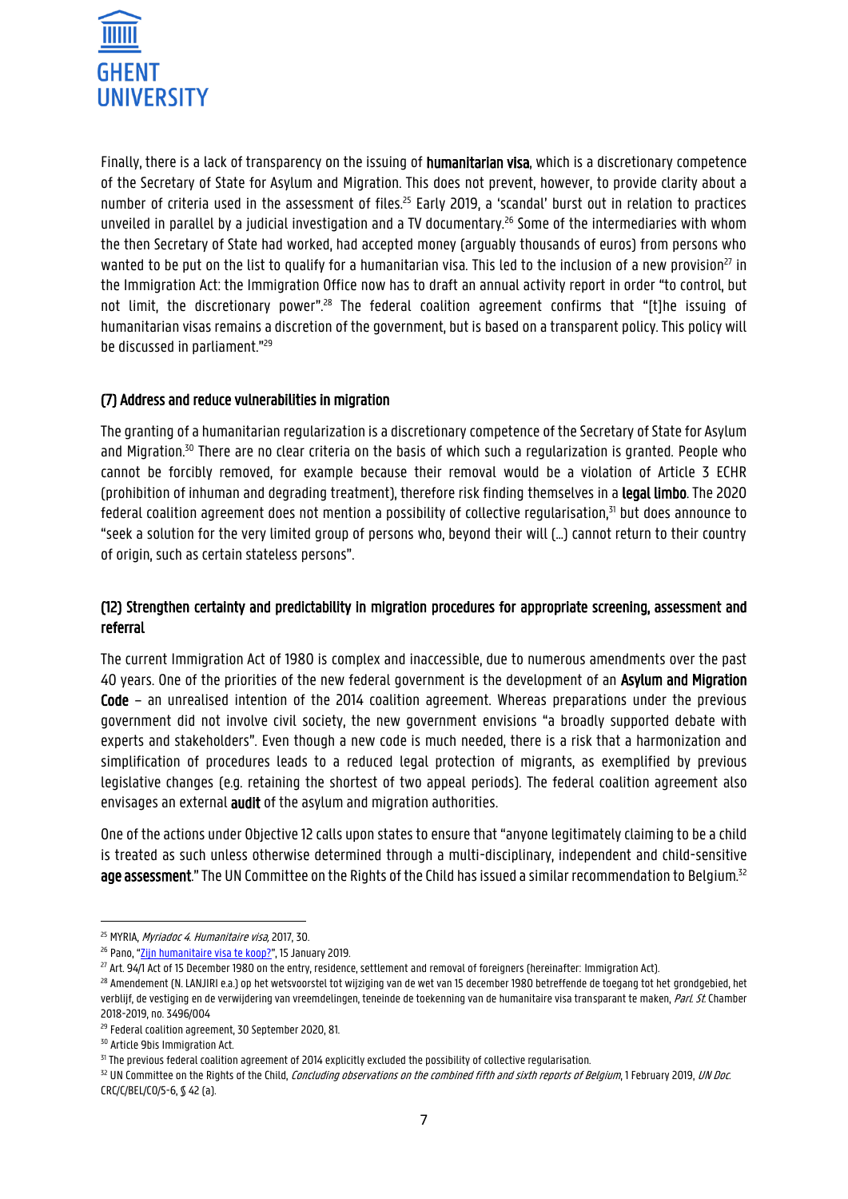Finally, there is a lack of transparency on the issuing of **humanitarian visa**, which is a discretionary competence of the Secretary of State for Asylum and Migration. This does not prevent, however, to provide clarity about a number of criteria used in the assessment of files.[25] Early 2019, a 'scandal' burst out in relation to practices unveiled in parallel by a judicial investigation and a TV documentary.[26] Some of the intermediaries with whom the then Secretary of State had worked, had accepted money (arguably thousands of euros) from persons who wanted to be put on the list to qualify for a humanitarian visa. This led to the inclusion of a new provision[27] in the Immigration Act: the Immigration Office now has to draft an annual activity report in order "to control, but not limit, the discretionary power".[28] The federal coalition agreement confirms that "[t]he issuing of humanitarian visas remains a discretion of the government, but is based on a transparent policy. This policy will be discussed in parliament."[29]

### (7) Address and reduce vulnerabilities in migration

The granting of a humanitarian regularization is a discretionary competence of the Secretary of State for Asylum and Migration.[30] There are no clear criteria on the basis of which such a regularization is granted. People who cannot be forcibly removed, for example because their removal would be a violation of Article 3 ECHR (prohibition of inhuman and degrading treatment), therefore risk finding themselves in a **legal limbo**. The 2020 federal coalition agreement does not mention a possibility of collective regularisation,[31] but does announce to "seek a solution for the very limited group of persons who, beyond their will (…) cannot return to their country of origin, such as certain stateless persons".

### (12) Strengthen certainty and predictability in migration procedures for appropriate screening, assessment and referral

The current Immigration Act of 1980 is complex and inaccessible, due to numerous amendments over the past 40 years. One of the priorities of the new federal government is the development of an **Asylum and Migration Code** – an unrealised intention of the 2014 coalition agreement. Whereas preparations under the previous government did not involve civil society, the new government envisions "a broadly supported debate with experts and stakeholders". Even though a new code is much needed, there is a risk that a harmonization and simplification of procedures leads to a reduced legal protection of migrants, as exemplified by previous legislative changes (e.g. retaining the shortest of two appeal periods). The federal coalition agreement also envisages an external **audit** of the asylum and migration authorities.

One of the actions under Objective 12 calls upon states to ensure that "anyone legitimately claiming to be a child is treated as such unless otherwise determined through a multi-disciplinary, independent and child-sensitive **age assessment**." The UN Committee on the Rights of the Child has issued a similar recommendation to Belgium.[32]

---

[25] MYRIA, *Myriadoc 4. Humanitaire visa*, 2017, 30.

[26] Pano, "Zijn humanitaire visa te koop?", 15 January 2019.

[27] Art. 94/1 Act of 15 December 1980 on the entry, residence, settlement and removal of foreigners (hereinafter: Immigration Act).

[28] Amendement (N. LANJIRI e.a.) op het wetsvoorstel tot wijziging van de wet van 15 december 1980 betreffende de toegang tot het grondgebied, het verblijf, de vestiging en de verwijdering van vreemdelingen, teneinde de toekenning van de humanitaire visa transparant te maken, *Parl. St.* Chamber 2018-2019, no. 3496/004

[29] Federal coalition agreement, 30 September 2020, 81.

[30] Article 9bis Immigration Act.

[31] The previous federal coalition agreement of 2014 explicitly excluded the possibility of collective regularisation.

[32] UN Committee on the Rights of the Child, *Concluding observations on the combined fifth and sixth reports of Belgium*, 1 February 2019, *UN Doc.* CRC/C/BEL/CO/5-6, § 42 (a).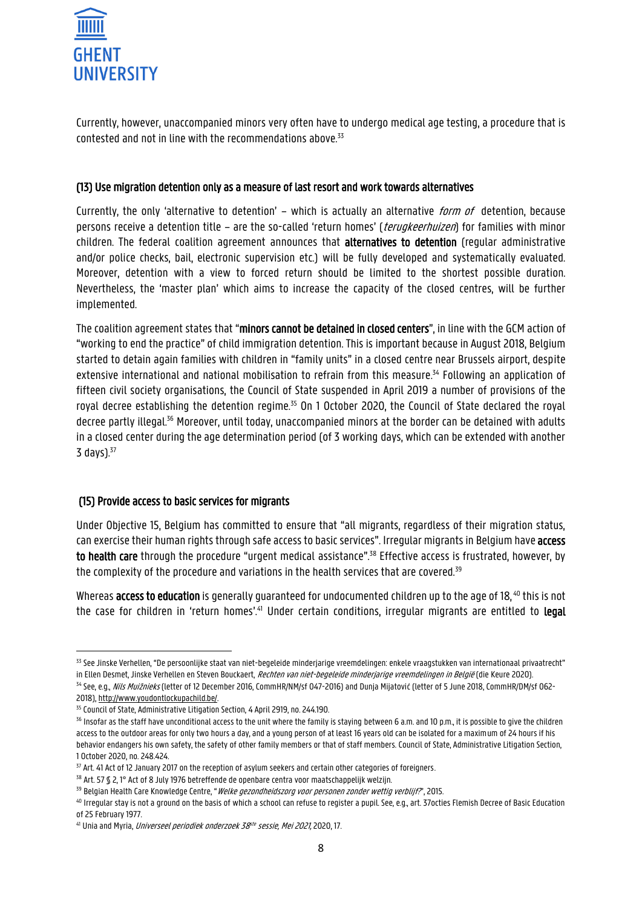Currently, however, unaccompanied minors very often have to undergo medical age testing, a procedure that is contested and not in line with the recommendations above.[33]

### (13) Use migration detention only as a measure of last resort and work towards alternatives

Currently, the only 'alternative to detention' – which is actually an alternative *form of* detention, because persons receive a detention title – are the so-called 'return homes' (*terugkeerhuizen*) for families with minor children. The federal coalition agreement announces that **alternatives to detention** (regular administrative and/or police checks, bail, electronic supervision etc.) will be fully developed and systematically evaluated. Moreover, detention with a view to forced return should be limited to the shortest possible duration. Nevertheless, the 'master plan' which aims to increase the capacity of the closed centres, will be further implemented.

The coalition agreement states that "**minors cannot be detained in closed centers**", in line with the GCM action of "working to end the practice" of child immigration detention. This is important because in August 2018, Belgium started to detain again families with children in "family units" in a closed centre near Brussels airport, despite extensive international and national mobilisation to refrain from this measure.[34] Following an application of fifteen civil society organisations, the Council of State suspended in April 2019 a number of provisions of the royal decree establishing the detention regime.[35] On 1 October 2020, the Council of State declared the royal decree partly illegal.[36] Moreover, until today, unaccompanied minors at the border can be detained with adults in a closed center during the age determination period (of 3 working days, which can be extended with another 3 days).[37]

### (15) Provide access to basic services for migrants

Under Objective 15, Belgium has committed to ensure that "all migrants, regardless of their migration status, can exercise their human rights through safe access to basic services". Irregular migrants in Belgium have **access to health care** through the procedure "urgent medical assistance".[38] Effective access is frustrated, however, by the complexity of the procedure and variations in the health services that are covered.[39]

Whereas **access to education** is generally guaranteed for undocumented children up to the age of 18,[40] this is not the case for children in 'return homes'.[41] Under certain conditions, irregular migrants are entitled to **legal**

---

[33] See Jinske Verhellen, "De persoonlijke staat van niet-begeleide minderjarige vreemdelingen: enkele vraagstukken van internationaal privaatrecht" in Ellen Desmet, Jinske Verhellen en Steven Bouckaert, *Rechten van niet-begeleide minderjarige vreemdelingen in België* (die Keure 2020).

[34] See, e.g., *Nils Muižnieks* (letter of 12 December 2016, CommHR/NM/sf 047-2016) and Dunja Mijatović (letter of 5 June 2018, CommHR/DM/sf 062-2018), http://www.youdontlockupachild.be/.

[35] Council of State, Administrative Litigation Section, 4 April 2919, no. 244.190.

[36] Insofar as the staff have unconditional access to the unit where the family is staying between 6 a.m. and 10 p.m., it is possible to give the children access to the outdoor areas for only two hours a day, and a young person of at least 16 years old can be isolated for a maximum of 24 hours if his behavior endangers his own safety, the safety of other family members or that of staff members. Council of State, Administrative Litigation Section, 1 October 2020, no. 248.424.

[37] Art. 41 Act of 12 January 2017 on the reception of asylum seekers and certain other categories of foreigners.

[38] Art. 57 § 2, 1° Act of 8 July 1976 betreffende de openbare centra voor maatschappelijk welzijn.

[39] Belgian Health Care Knowledge Centre, "*Welke gezondheidszorg voor personen zonder wettig verblijf?*", 2015.

[40] Irregular stay is not a ground on the basis of which a school can refuse to register a pupil. See, e.g., art. 37octies Flemish Decree of Basic Education of 25 February 1977.

[41] Unia and Myria, *Universeel periodiek onderzoek 38ste sessie, Mei 2021*, 2020, 17.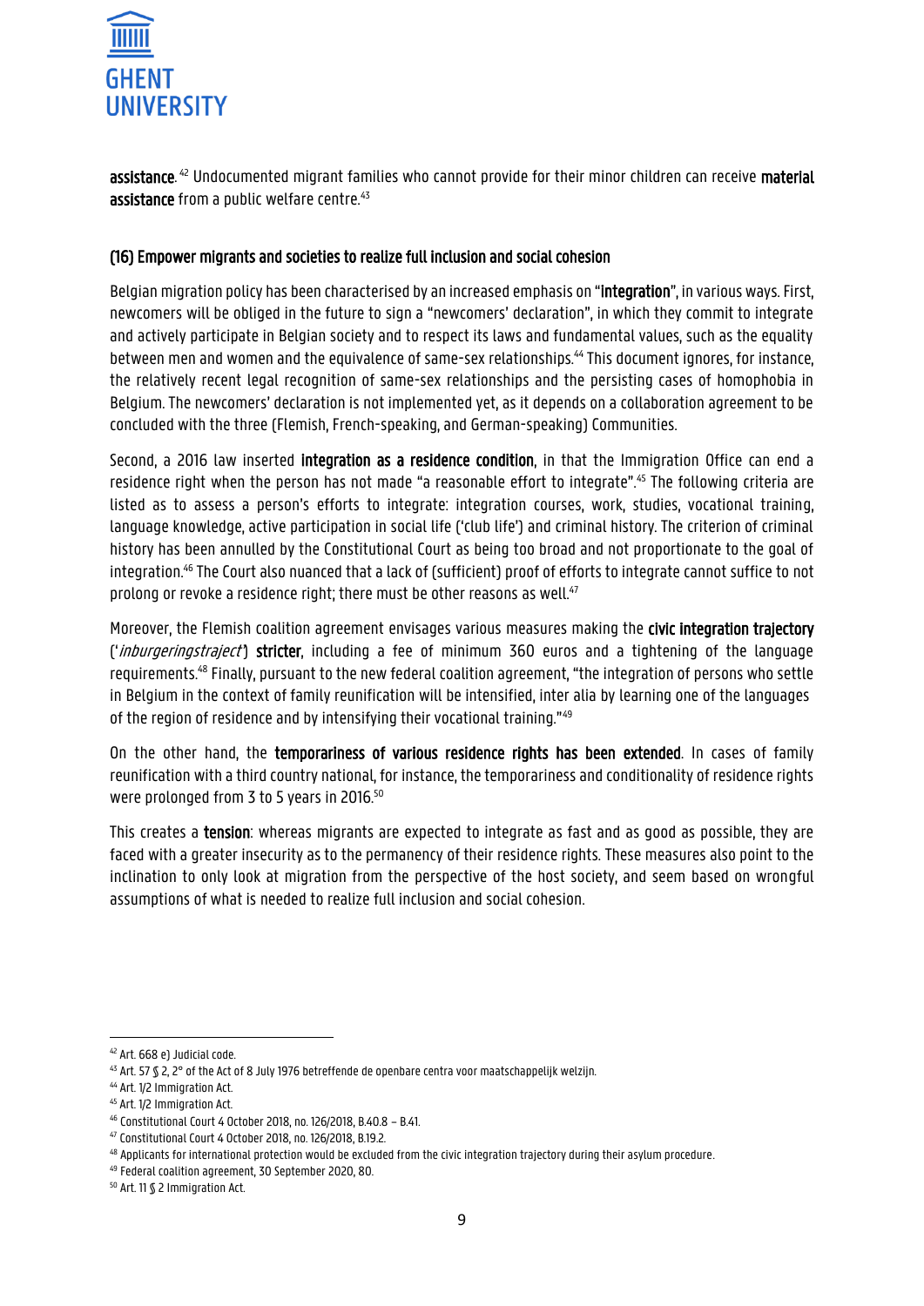**assistance**.[42] Undocumented migrant families who cannot provide for their minor children can receive **material assistance** from a public welfare centre.[43]

### (16) Empower migrants and societies to realize full inclusion and social cohesion

Belgian migration policy has been characterised by an increased emphasis on "**Integration**", in various ways. First, newcomers will be obliged in the future to sign a "newcomers' declaration", in which they commit to integrate and actively participate in Belgian society and to respect its laws and fundamental values, such as the equality between men and women and the equivalence of same-sex relationships.[44] This document ignores, for instance, the relatively recent legal recognition of same-sex relationships and the persisting cases of homophobia in Belgium. The newcomers' declaration is not implemented yet, as it depends on a collaboration agreement to be concluded with the three (Flemish, French-speaking, and German-speaking) Communities.

Second, a 2016 law inserted **integration as a residence condition**, in that the Immigration Office can end a residence right when the person has not made "a reasonable effort to integrate".[45] The following criteria are listed as to assess a person's efforts to integrate: integration courses, work, studies, vocational training, language knowledge, active participation in social life ('club life') and criminal history. The criterion of criminal history has been annulled by the Constitutional Court as being too broad and not proportionate to the goal of integration.[46] The Court also nuanced that a lack of (sufficient) proof of efforts to integrate cannot suffice to not prolong or revoke a residence right; there must be other reasons as well.[47]

Moreover, the Flemish coalition agreement envisages various measures making the **civic integration trajectory** ('*inburgeringstraject*') **stricter**, including a fee of minimum 360 euros and a tightening of the language requirements.[48] Finally, pursuant to the new federal coalition agreement, "the integration of persons who settle in Belgium in the context of family reunification will be intensified, inter alia by learning one of the languages of the region of residence and by intensifying their vocational training."[49]

On the other hand, the **temporariness of various residence rights has been extended**. In cases of family reunification with a third country national, for instance, the temporariness and conditionality of residence rights were prolonged from 3 to 5 years in 2016.[50]

This creates a **tension**: whereas migrants are expected to integrate as fast and as good as possible, they are faced with a greater insecurity as to the permanency of their residence rights. These measures also point to the inclination to only look at migration from the perspective of the host society, and seem based on wrongful assumptions of what is needed to realize full inclusion and social cohesion.

---

[42] Art. 668 e) Judicial code.

[43] Art. 57 § 2, 2° of the Act of 8 July 1976 betreffende de openbare centra voor maatschappelijk welzijn.

[44] Art. 1/2 Immigration Act.

[45] Art. 1/2 Immigration Act.

[46] Constitutional Court 4 October 2018, no. 126/2018, B.40.8 – B.41.

[47] Constitutional Court 4 October 2018, no. 126/2018, B.19.2.

[48] Applicants for international protection would be excluded from the civic integration trajectory during their asylum procedure.

[49] Federal coalition agreement, 30 September 2020, 80.

[50] Art. 11 § 2 Immigration Act.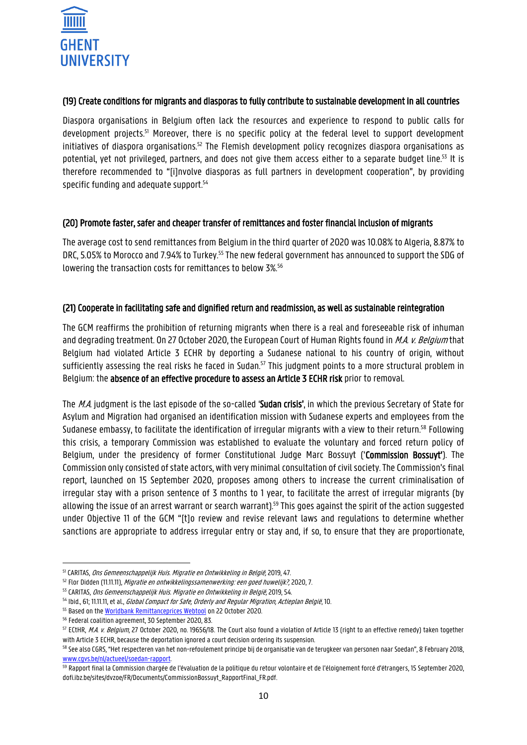### (19) Create conditions for migrants and diasporas to fully contribute to sustainable development in all countries

Diaspora organisations in Belgium often lack the resources and experience to respond to public calls for development projects.[51] Moreover, there is no specific policy at the federal level to support development initiatives of diaspora organisations.[52] The Flemish development policy recognizes diaspora organisations as potential, yet not privileged, partners, and does not give them access either to a separate budget line.[53] It is therefore recommended to "[i]nvolve diasporas as full partners in development cooperation", by providing specific funding and adequate support.[54]

### (20) Promote faster, safer and cheaper transfer of remittances and foster financial inclusion of migrants

The average cost to send remittances from Belgium in the third quarter of 2020 was 10.08% to Algeria, 8.87% to DRC, 5.05% to Morocco and 7.94% to Turkey.[55] The new federal government has announced to support the SDG of lowering the transaction costs for remittances to below 3%.[56]

### (21) Cooperate in facilitating safe and dignified return and readmission, as well as sustainable reintegration

The GCM reaffirms the prohibition of returning migrants when there is a real and foreseeable risk of inhuman and degrading treatment. On 27 October 2020, the European Court of Human Rights found in *M.A. v. Belgium* that Belgium had violated Article 3 ECHR by deporting a Sudanese national to his country of origin, without sufficiently assessing the real risks he faced in Sudan.[57] This judgment points to a more structural problem in Belgium: the **absence of an effective procedure to assess an Article 3 ECHR risk** prior to removal.

The *M.A.* judgment is the last episode of the so-called **'Sudan crisis'**, in which the previous Secretary of State for Asylum and Migration had organised an identification mission with Sudanese experts and employees from the Sudanese embassy, to facilitate the identification of irregular migrants with a view to their return.[58] Following this crisis, a temporary Commission was established to evaluate the voluntary and forced return policy of Belgium, under the presidency of former Constitutional Judge Marc Bossuyt (**'Commission Bossuyt'**). The Commission only consisted of state actors, with very minimal consultation of civil society. The Commission's final report, launched on 15 September 2020, proposes among others to increase the current criminalisation of irregular stay with a prison sentence of 3 months to 1 year, to facilitate the arrest of irregular migrants (by allowing the issue of an arrest warrant or search warrant).[59] This goes against the spirit of the action suggested under Objective 11 of the GCM "[t]o review and revise relevant laws and regulations to determine whether sanctions are appropriate to address irregular entry or stay and, if so, to ensure that they are proportionate,

---

[51] CARITAS, *Ons Gemeenschappelijk Huis. Migratie en Ontwikkeling in België*, 2019, 47.

[52] Flor Didden (11.11.11), *Migratie en ontwikkelingssamenwerking: een goed huwelijk?*, 2020, 7.

[53] CARITAS, *Ons Gemeenschappelijk Huis. Migratie en Ontwikkeling in België*, 2019, 54.

[54] Ibid., 61; 11.11.11, et al., *Global Compact for Safe, Orderly and Regular Migration, Actieplan België*, 10.

[55] Based on the [Worldbank Remittanceprices Webtool](#) on 22 October 2020.

[56] Federal coalition agreement, 30 September 2020, 83.

[57] ECtHR, *M.A. v. Belgium*, 27 October 2020, no. 19656/18. The Court also found a violation of Article 13 (right to an effective remedy) taken together with Article 3 ECHR, because the deportation ignored a court decision ordering its suspension.

[58] See also CGRS, "Het respecteren van het non-refoulement principe bij de organisatie van de terugkeer van personen naar Soedan", 8 February 2018, www.cgvs.be/nl/actueel/soedan-rapport.

[59] Rapport final la Commission chargée de l'évaluation de la politique du retour volontaire et de l'éloignement forcé d'étrangers, 15 September 2020, dofi.ibz.be/sites/dvzoe/FR/Documents/CommissionBossuyt_RapportFinal_FR.pdf.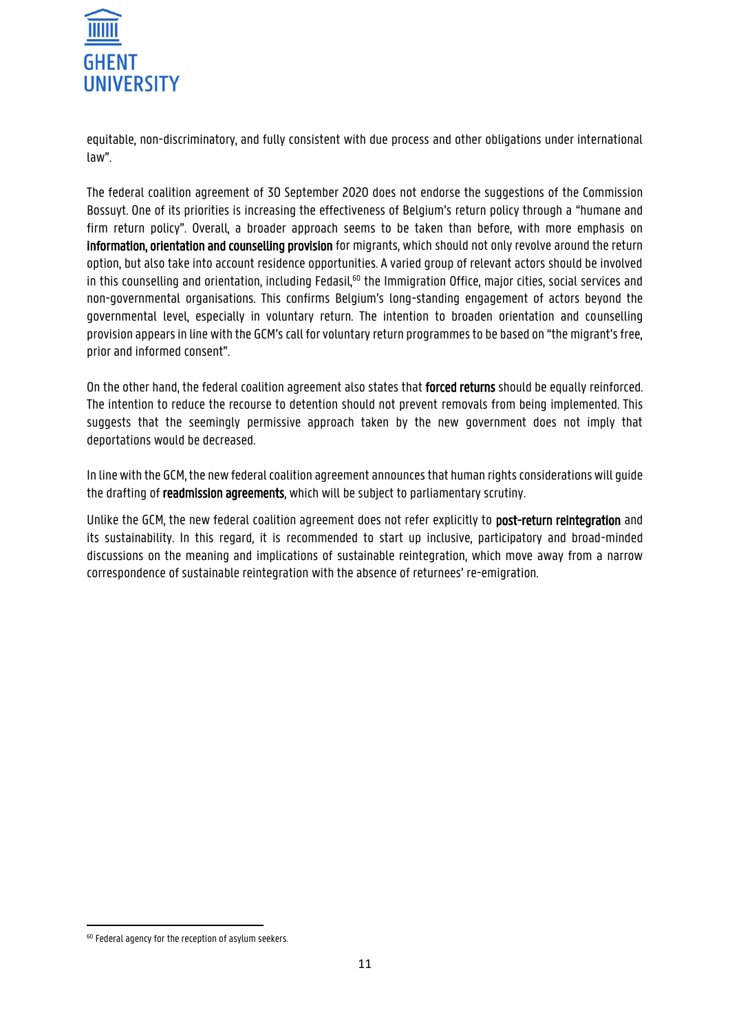equitable, non-discriminatory, and fully consistent with due process and other obligations under international law".

The federal coalition agreement of 30 September 2020 does not endorse the suggestions of the Commission Bossuyt. One of its priorities is increasing the effectiveness of Belgium's return policy through a "humane and firm return policy". Overall, a broader approach seems to be taken than before, with more emphasis on **information, orientation and counselling provision** for migrants, which should not only revolve around the return option, but also take into account residence opportunities. A varied group of relevant actors should be involved in this counselling and orientation, including Fedasil,[60] the Immigration Office, major cities, social services and non-governmental organisations. This confirms Belgium's long-standing engagement of actors beyond the governmental level, especially in voluntary return. The intention to broaden orientation and counselling provision appears in line with the GCM's call for voluntary return programmes to be based on "the migrant's free, prior and informed consent".

On the other hand, the federal coalition agreement also states that **forced returns** should be equally reinforced. The intention to reduce the recourse to detention should not prevent removals from being implemented. This suggests that the seemingly permissive approach taken by the new government does not imply that deportations would be decreased.

In line with the GCM, the new federal coalition agreement announces that human rights considerations will guide the drafting of **readmission agreements**, which will be subject to parliamentary scrutiny.

Unlike the GCM, the new federal coalition agreement does not refer explicitly to **post-return reintegration** and its sustainability. In this regard, it is recommended to start up inclusive, participatory and broad-minded discussions on the meaning and implications of sustainable reintegration, which move away from a narrow correspondence of sustainable reintegration with the absence of returnees' re-emigration.

[60] Federal agency for the reception of asylum seekers.